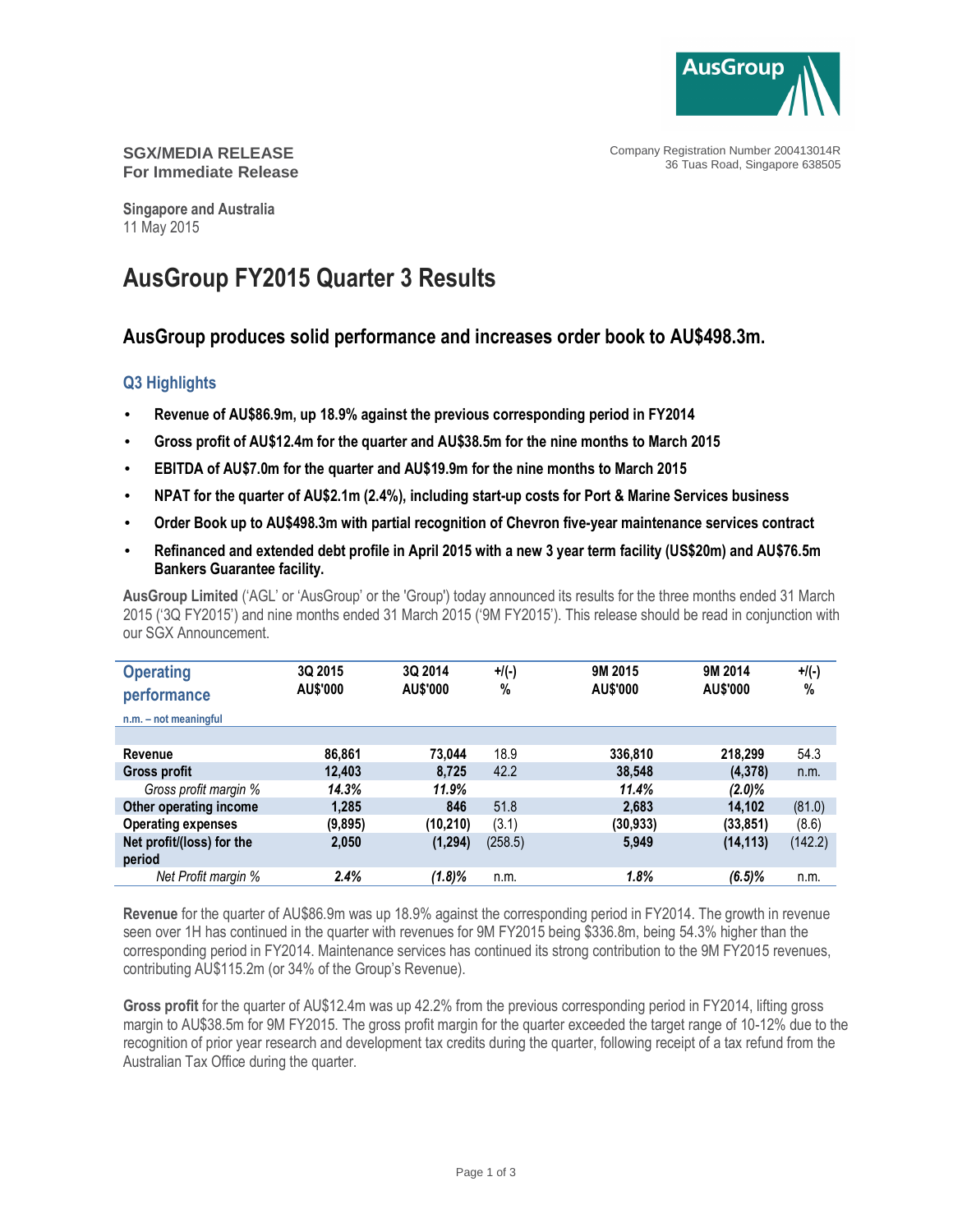**SGX/MEDIA RELEASE**
**For Immediate Release**

Company Registration Number 200413014R
36 Tuas Road, Singapore 638505

**Singapore and Australia**
11 May 2015

# AusGroup FY2015 Quarter 3 Results

## AusGroup produces solid performance and increases order book to AU$498.3m.

### Q3 Highlights

- **Revenue of AU$86.9m, up 18.9% against the previous corresponding period in FY2014**
- **Gross profit of AU$12.4m for the quarter and AU$38.5m for the nine months to March 2015**
- **EBITDA of AU$7.0m for the quarter and AU$19.9m for the nine months to March 2015**
- **NPAT for the quarter of AU$2.1m (2.4%), including start-up costs for Port & Marine Services business**
- **Order Book up to AU$498.3m with partial recognition of Chevron five-year maintenance services contract**
- **Refinanced and extended debt profile in April 2015 with a new 3 year term facility (US$20m) and AU$76.5m Bankers Guarantee facility.**

**AusGroup Limited** ('AGL' or 'AusGroup' or the 'Group') today announced its results for the three months ended 31 March 2015 ('3Q FY2015') and nine months ended 31 March 2015 ('9M FY2015'). This release should be read in conjunction with our SGX Announcement.

| Operating performance<br>n.m. – not meaningful | 3Q 2015<br>AU$'000 | 3Q 2014<br>AU$'000 | +/(-)<br>% | 9M 2015<br>AU$'000 | 9M 2014<br>AU$'000 | +/(-)<br>% |
|---|---|---|---|---|---|---|
| **Revenue** | **86,861** | **73,044** | 18.9 | **336,810** | **218,299** | 54.3 |
| **Gross profit** | **12,403** | **8,725** | 42.2 | **38,548** | **(4,378)** | n.m. |
| *Gross profit margin %* | ***14.3%*** | ***11.9%*** | | ***11.4%*** | ***(2.0)%*** | |
| **Other operating income** | **1,285** | **846** | 51.8 | **2,683** | **14,102** | (81.0) |
| **Operating expenses** | **(9,895)** | **(10,210)** | (3.1) | **(30,933)** | **(33,851)** | (8.6) |
| **Net profit/(loss) for the period** | **2,050** | **(1,294)** | (258.5) | **5,949** | **(14,113)** | (142.2) |
| *Net Profit margin %* | ***2.4%*** | ***(1.8)%*** | n.m. | ***1.8%*** | ***(6.5)%*** | n.m. |

**Revenue** for the quarter of AU$86.9m was up 18.9% against the corresponding period in FY2014. The growth in revenue seen over 1H has continued in the quarter with revenues for 9M FY2015 being $336.8m, being 54.3% higher than the corresponding period in FY2014. Maintenance services has continued its strong contribution to the 9M FY2015 revenues, contributing AU$115.2m (or 34% of the Group's Revenue).

**Gross profit** for the quarter of AU$12.4m was up 42.2% from the previous corresponding period in FY2014, lifting gross margin to AU$38.5m for 9M FY2015. The gross profit margin for the quarter exceeded the target range of 10-12% due to the recognition of prior year research and development tax credits during the quarter, following receipt of a tax refund from the Australian Tax Office during the quarter.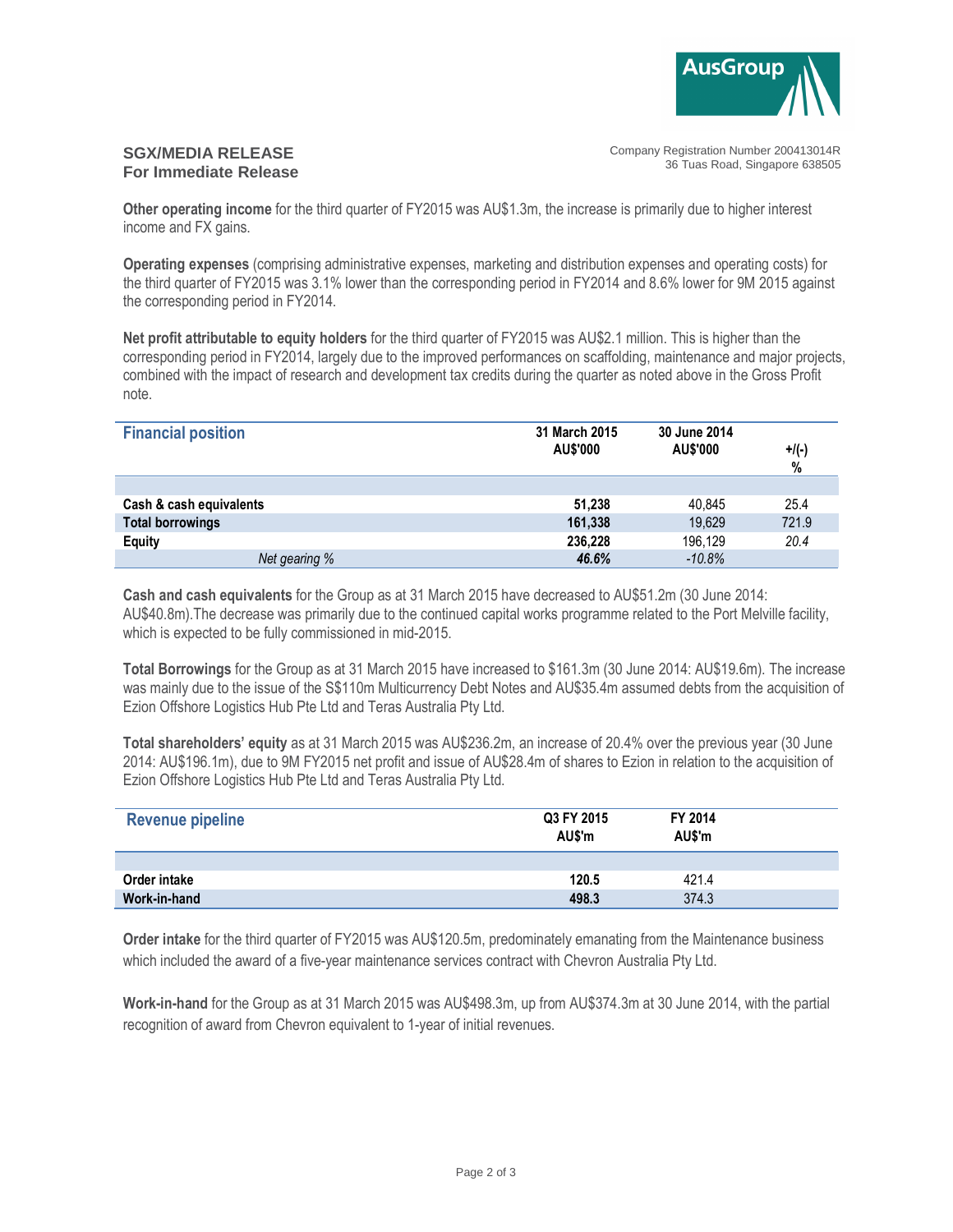**SGX/MEDIA RELEASE**
**For Immediate Release**

Company Registration Number 200413014R
36 Tuas Road, Singapore 638505

**Other operating income** for the third quarter of FY2015 was AU$1.3m, the increase is primarily due to higher interest income and FX gains.

**Operating expenses** (comprising administrative expenses, marketing and distribution expenses and operating costs) for the third quarter of FY2015 was 3.1% lower than the corresponding period in FY2014 and 8.6% lower for 9M 2015 against the corresponding period in FY2014.

**Net profit attributable to equity holders** for the third quarter of FY2015 was AU$2.1 million. This is higher than the corresponding period in FY2014, largely due to the improved performances on scaffolding, maintenance and major projects, combined with the impact of research and development tax credits during the quarter as noted above in the Gross Profit note.

| Financial position | 31 March 2015 AU$'000 | 30 June 2014 AU$'000 | +/(-) % |
|---|---|---|---|
| Cash & cash equivalents | **51,238** | 40,845 | 25.4 |
| Total borrowings | **161,338** | 19,629 | 721.9 |
| Equity | **236,228** | 196,129 | *20.4* |
| *Net gearing %* | ***46.6%*** | *-10.8%* | |

**Cash and cash equivalents** for the Group as at 31 March 2015 have decreased to AU$51.2m (30 June 2014: AU$40.8m).The decrease was primarily due to the continued capital works programme related to the Port Melville facility, which is expected to be fully commissioned in mid-2015.

**Total Borrowings** for the Group as at 31 March 2015 have increased to $161.3m (30 June 2014: AU$19.6m). The increase was mainly due to the issue of the S$110m Multicurrency Debt Notes and AU$35.4m assumed debts from the acquisition of Ezion Offshore Logistics Hub Pte Ltd and Teras Australia Pty Ltd.

**Total shareholders' equity** as at 31 March 2015 was AU$236.2m, an increase of 20.4% over the previous year (30 June 2014: AU$196.1m), due to 9M FY2015 net profit and issue of AU$28.4m of shares to Ezion in relation to the acquisition of Ezion Offshore Logistics Hub Pte Ltd and Teras Australia Pty Ltd.

| Revenue pipeline | Q3 FY 2015 AU$'m | FY 2014 AU$'m |
|---|---|---|
| Order intake | **120.5** | 421.4 |
| Work-in-hand | **498.3** | 374.3 |

**Order intake** for the third quarter of FY2015 was AU$120.5m, predominately emanating from the Maintenance business which included the award of a five-year maintenance services contract with Chevron Australia Pty Ltd.

**Work-in-hand** for the Group as at 31 March 2015 was AU$498.3m, up from AU$374.3m at 30 June 2014, with the partial recognition of award from Chevron equivalent to 1-year of initial revenues.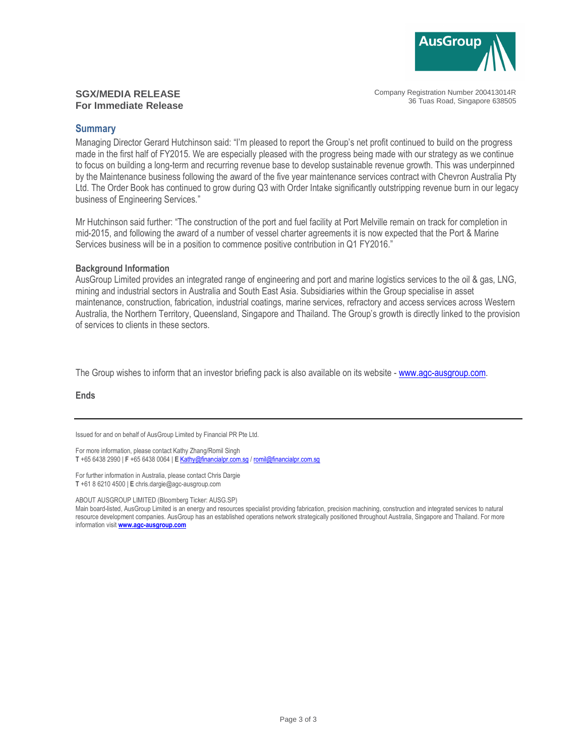**SGX/MEDIA RELEASE**
**For Immediate Release**

Company Registration Number 200413014R
36 Tuas Road, Singapore 638505

## Summary

Managing Director Gerard Hutchinson said: "I'm pleased to report the Group's net profit continued to build on the progress made in the first half of FY2015. We are especially pleased with the progress being made with our strategy as we continue to focus on building a long-term and recurring revenue base to develop sustainable revenue growth. This was underpinned by the Maintenance business following the award of the five year maintenance services contract with Chevron Australia Pty Ltd. The Order Book has continued to grow during Q3 with Order Intake significantly outstripping revenue burn in our legacy business of Engineering Services."

Mr Hutchinson said further: "The construction of the port and fuel facility at Port Melville remain on track for completion in mid-2015, and following the award of a number of vessel charter agreements it is now expected that the Port & Marine Services business will be in a position to commence positive contribution in Q1 FY2016."

### Background Information

AusGroup Limited provides an integrated range of engineering and port and marine logistics services to the oil & gas, LNG, mining and industrial sectors in Australia and South East Asia. Subsidiaries within the Group specialise in asset maintenance, construction, fabrication, industrial coatings, marine services, refractory and access services across Western Australia, the Northern Territory, Queensland, Singapore and Thailand. The Group's growth is directly linked to the provision of services to clients in these sectors.

The Group wishes to inform that an investor briefing pack is also available on its website - www.agc-ausgroup.com.

**Ends**

---

Issued for and on behalf of AusGroup Limited by Financial PR Pte Ltd.

For more information, please contact Kathy Zhang/Romil Singh
**T** +65 6438 2990 | **F** +65 6438 0064 | **E** Kathy@financialpr.com.sg / romil@financialpr.com.sg

For further information in Australia, please contact Chris Dargie
**T** +61 8 6210 4500 | **E** chris.dargie@agc-ausgroup.com

ABOUT AUSGROUP LIMITED (Bloomberg Ticker: AUSG.SP)
Main board-listed, AusGroup Limited is an energy and resources specialist providing fabrication, precision machining, construction and integrated services to natural resource development companies. AusGroup has an established operations network strategically positioned throughout Australia, Singapore and Thailand. For more information visit **www.agc-ausgroup.com**